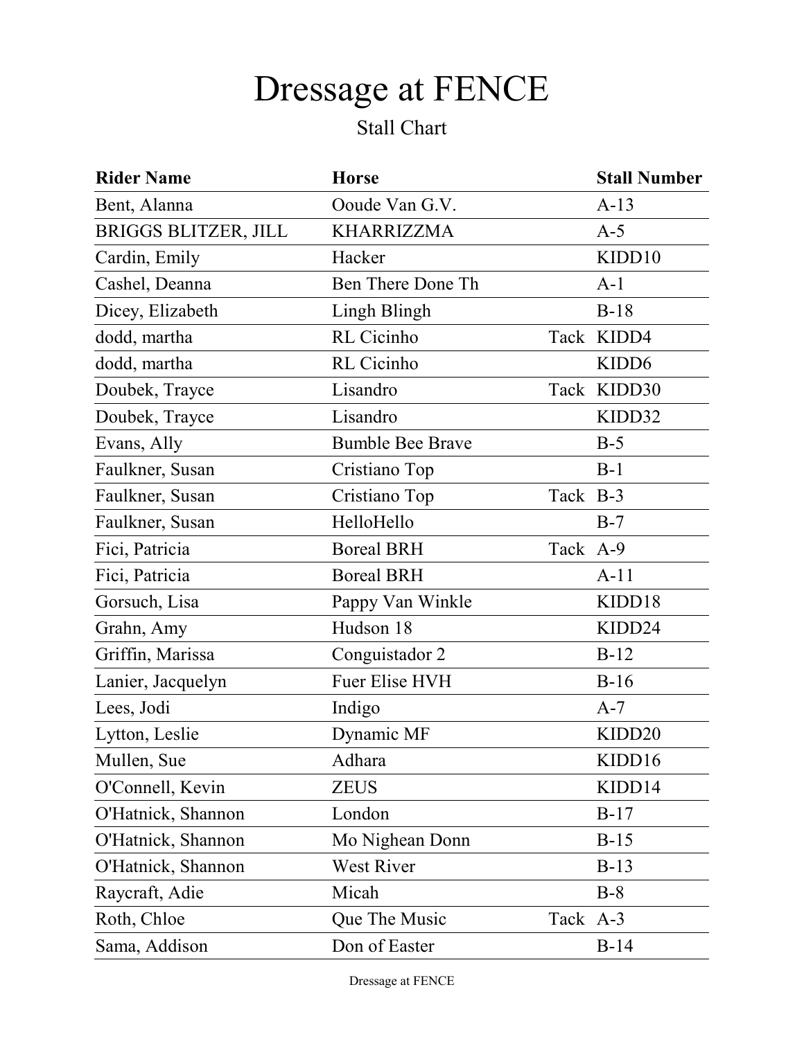# Dressage at FENCE

Stall Chart

| Rider Name | Horse | | Stall Number |
|---|---|---|---|
| Bent, Alanna | Ooude Van G.V. | | A-13 |
| BRIGGS BLITZER, JILL | KHARRIZZMA | | A-5 |
| Cardin, Emily | Hacker | | KIDD10 |
| Cashel, Deanna | Ben There Done Th | | A-1 |
| Dicey, Elizabeth | Lingh Blingh | | B-18 |
| dodd, martha | RL Cicinho | Tack | KIDD4 |
| dodd, martha | RL Cicinho | | KIDD6 |
| Doubek, Trayce | Lisandro | Tack | KIDD30 |
| Doubek, Trayce | Lisandro | | KIDD32 |
| Evans, Ally | Bumble Bee Brave | | B-5 |
| Faulkner, Susan | Cristiano Top | | B-1 |
| Faulkner, Susan | Cristiano Top | Tack | B-3 |
| Faulkner, Susan | HelloHello | | B-7 |
| Fici, Patricia | Boreal BRH | Tack | A-9 |
| Fici, Patricia | Boreal BRH | | A-11 |
| Gorsuch, Lisa | Pappy Van Winkle | | KIDD18 |
| Grahn, Amy | Hudson 18 | | KIDD24 |
| Griffin, Marissa | Conguistador 2 | | B-12 |
| Lanier, Jacquelyn | Fuer Elise HVH | | B-16 |
| Lees, Jodi | Indigo | | A-7 |
| Lytton, Leslie | Dynamic MF | | KIDD20 |
| Mullen, Sue | Adhara | | KIDD16 |
| O'Connell, Kevin | ZEUS | | KIDD14 |
| O'Hatnick, Shannon | London | | B-17 |
| O'Hatnick, Shannon | Mo Nighean Donn | | B-15 |
| O'Hatnick, Shannon | West River | | B-13 |
| Raycraft, Adie | Micah | | B-8 |
| Roth, Chloe | Que The Music | Tack | A-3 |
| Sama, Addison | Don of Easter | | B-14 |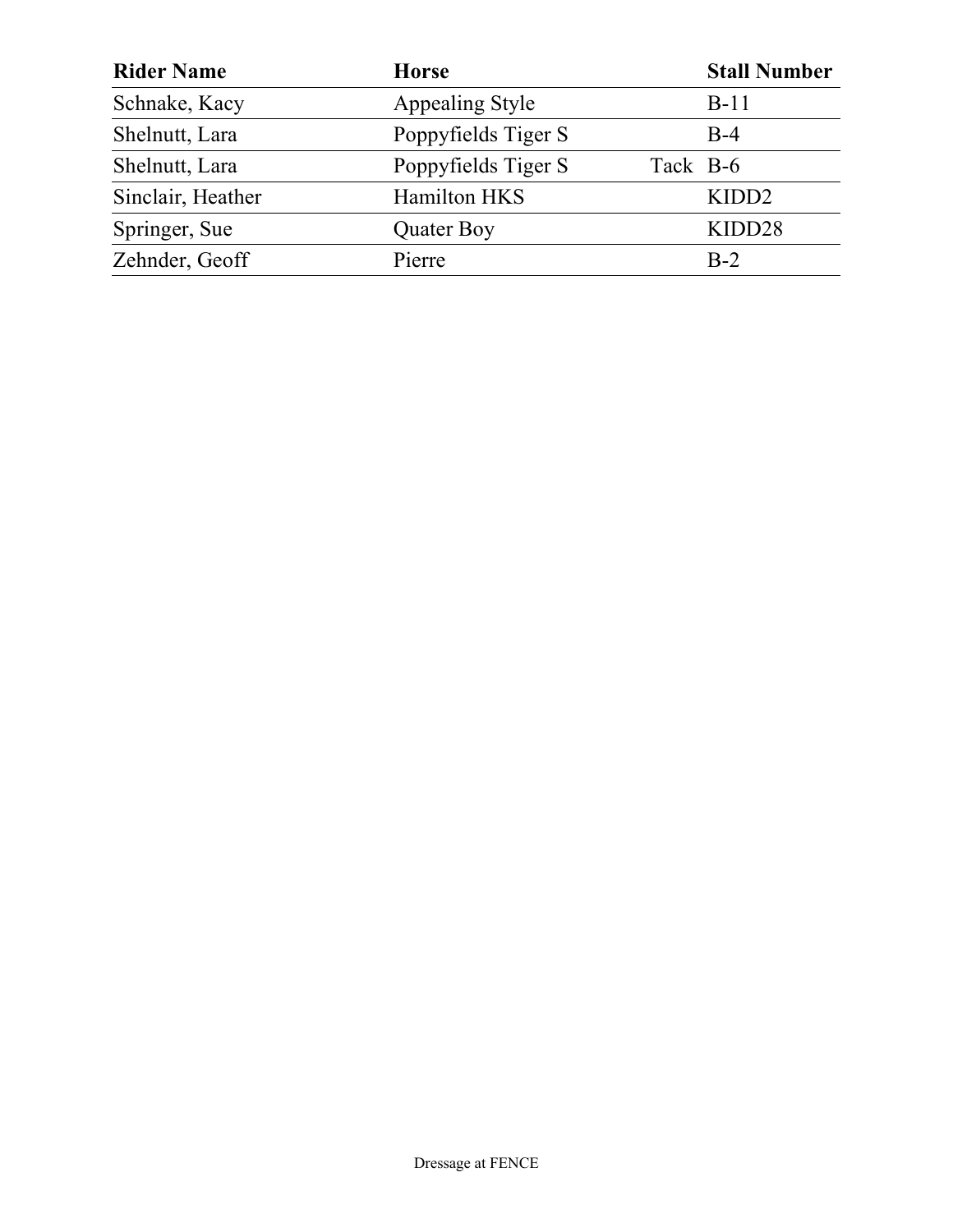| Rider Name | Horse | | Stall Number |
| --- | --- | --- | --- |
| Schnake, Kacy | Appealing Style | | B-11 |
| Shelnutt, Lara | Poppyfields Tiger S | | B-4 |
| Shelnutt, Lara | Poppyfields Tiger S | Tack | B-6 |
| Sinclair, Heather | Hamilton HKS | | KIDD2 |
| Springer, Sue | Quater Boy | | KIDD28 |
| Zehnder, Geoff | Pierre | | B-2 |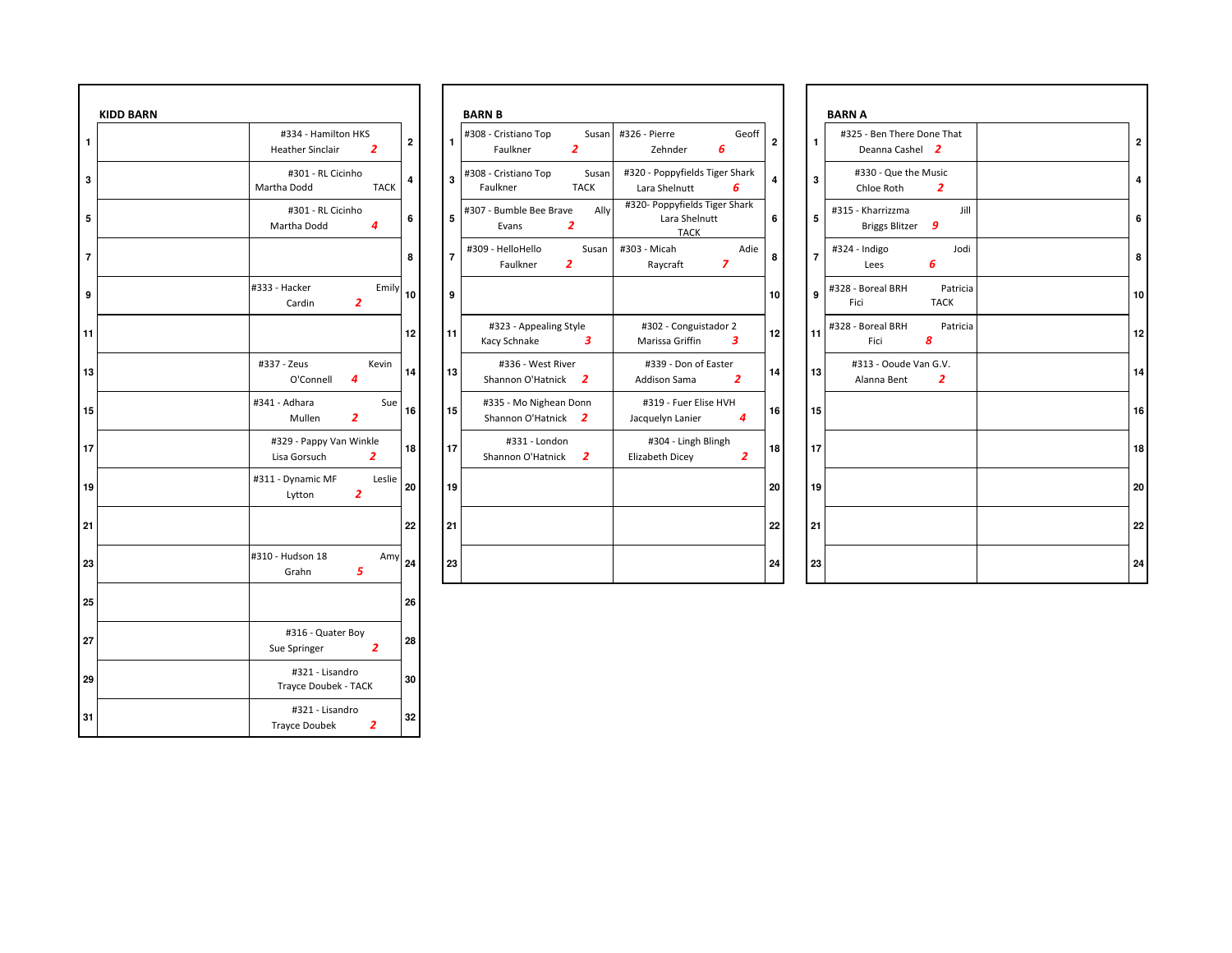## KIDD BARN

| | | | |
|---|---|---|---|
| 1 | | #334 - Hamilton HKS Heather Sinclair ***2*** | 2 |
| 3 | | #301 - RL Cicinho Martha Dodd TACK | 4 |
| 5 | | #301 - RL Cicinho Martha Dodd ***4*** | 6 |
| 7 | | | 8 |
| 9 | | #333 - Hacker Emily Cardin ***2*** | 10 |
| 11 | | | 12 |
| 13 | | #337 - Zeus Kevin O'Connell ***4*** | 14 |
| 15 | | #341 - Adhara Sue Mullen ***2*** | 16 |
| 17 | | #329 - Pappy Van Winkle Lisa Gorsuch ***2*** | 18 |
| 19 | | #311 - Dynamic MF Leslie Lytton ***2*** | 20 |
| 21 | | | 22 |
| 23 | | #310 - Hudson 18 Amy Grahn ***5*** | 24 |
| 25 | | | 26 |
| 27 | | #316 - Quater Boy Sue Springer ***2*** | 28 |
| 29 | | #321 - Lisandro Trayce Doubek - TACK | 30 |
| 31 | | #321 - Lisandro Trayce Doubek ***2*** | 32 |

## BARN B

| | | | |
|---|---|---|---|
| 1 | #308 - Cristiano Top Susan Faulkner ***2*** | #326 - Pierre Geoff Zehnder ***6*** | 2 |
| 3 | #308 - Cristiano Top Susan Faulkner TACK | #320 - Poppyfields Tiger Shark Lara Shelnutt ***6*** | 4 |
| 5 | #307 - Bumble Bee Brave Ally Evans ***2*** | #320- Poppyfields Tiger Shark Lara Shelnutt TACK | 6 |
| 7 | #309 - HelloHello Susan Faulkner ***2*** | #303 - Micah Adie Raycraft ***7*** | 8 |
| 9 | | | 10 |
| 11 | #323 - Appealing Style Kacy Schnake ***3*** | #302 - Conguistador 2 Marissa Griffin ***3*** | 12 |
| 13 | #336 - West River Shannon O'Hatnick ***2*** | #339 - Don of Easter Addison Sama ***2*** | 14 |
| 15 | #335 - Mo Nighean Donn Shannon O'Hatnick ***2*** | #319 - Fuer Elise HVH Jacquelyn Lanier ***4*** | 16 |
| 17 | #331 - London Shannon O'Hatnick ***2*** | #304 - Lingh Blingh Elizabeth Dicey ***2*** | 18 |
| 19 | | | 20 |
| 21 | | | 22 |
| 23 | | | 24 |

## BARN A

| | | | |
|---|---|---|---|
| 1 | #325 - Ben There Done That Deanna Cashel ***2*** | | 2 |
| 3 | #330 - Que the Music Chloe Roth ***2*** | | 4 |
| 5 | #315 - Kharrizzma Jill Briggs Blitzer ***9*** | | 6 |
| 7 | #324 - Indigo Jodi Lees ***6*** | | 8 |
| 9 | #328 - Boreal BRH Patricia Fici TACK | | 10 |
| 11 | #328 - Boreal BRH Patricia Fici ***8*** | | 12 |
| 13 | #313 - Ooude Van G.V. Alanna Bent ***2*** | | 14 |
| 15 | | | 16 |
| 17 | | | 18 |
| 19 | | | 20 |
| 21 | | | 22 |
| 23 | | | 24 |